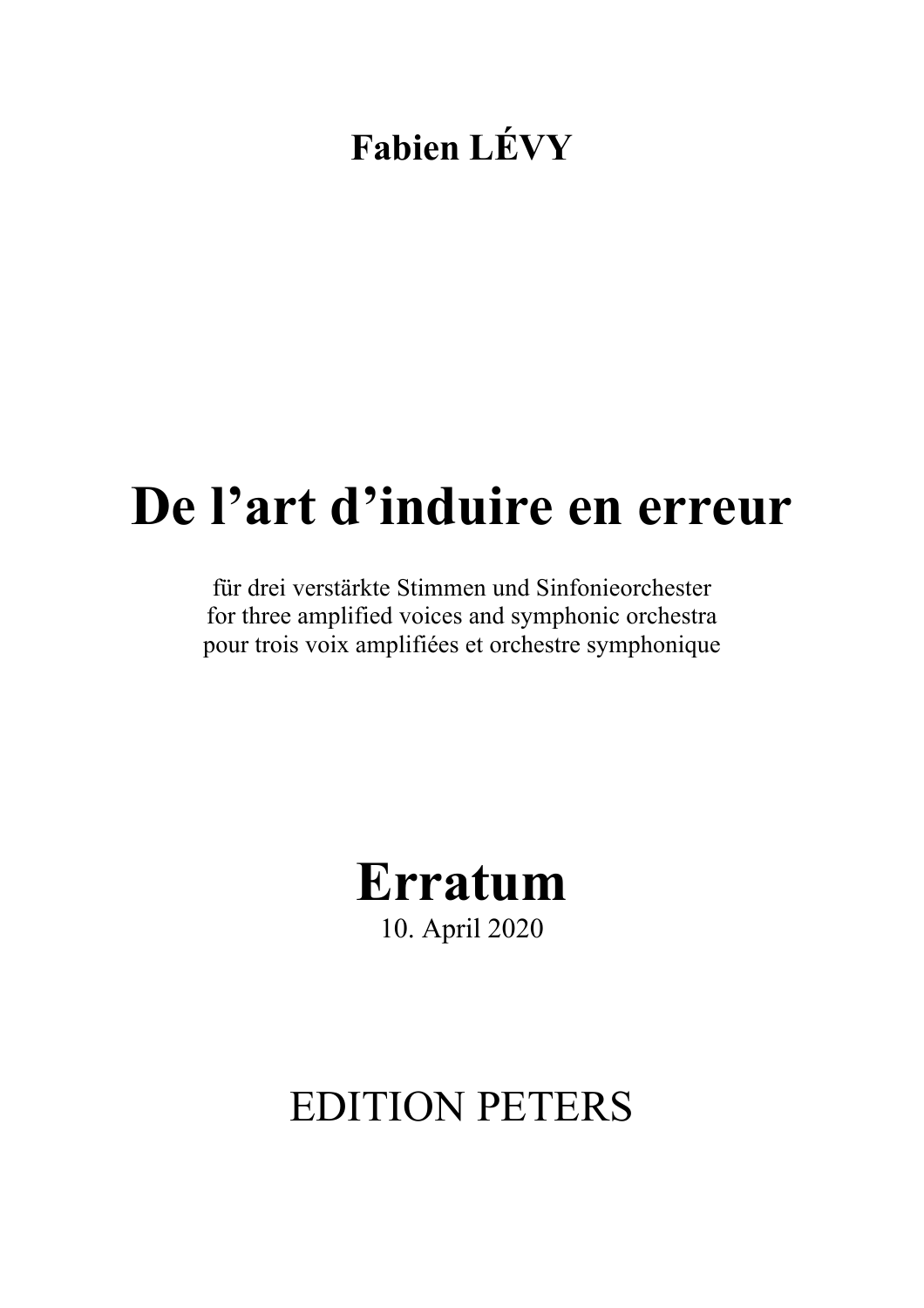**Fabien LÉVY**

# De l'art d'induire en erreur

für drei verstärkte Stimmen und Sinfonieorchester
for three amplified voices and symphonic orchestra
pour trois voix amplifiées et orchestre symphonique

# Erratum

10. April 2020

EDITION PETERS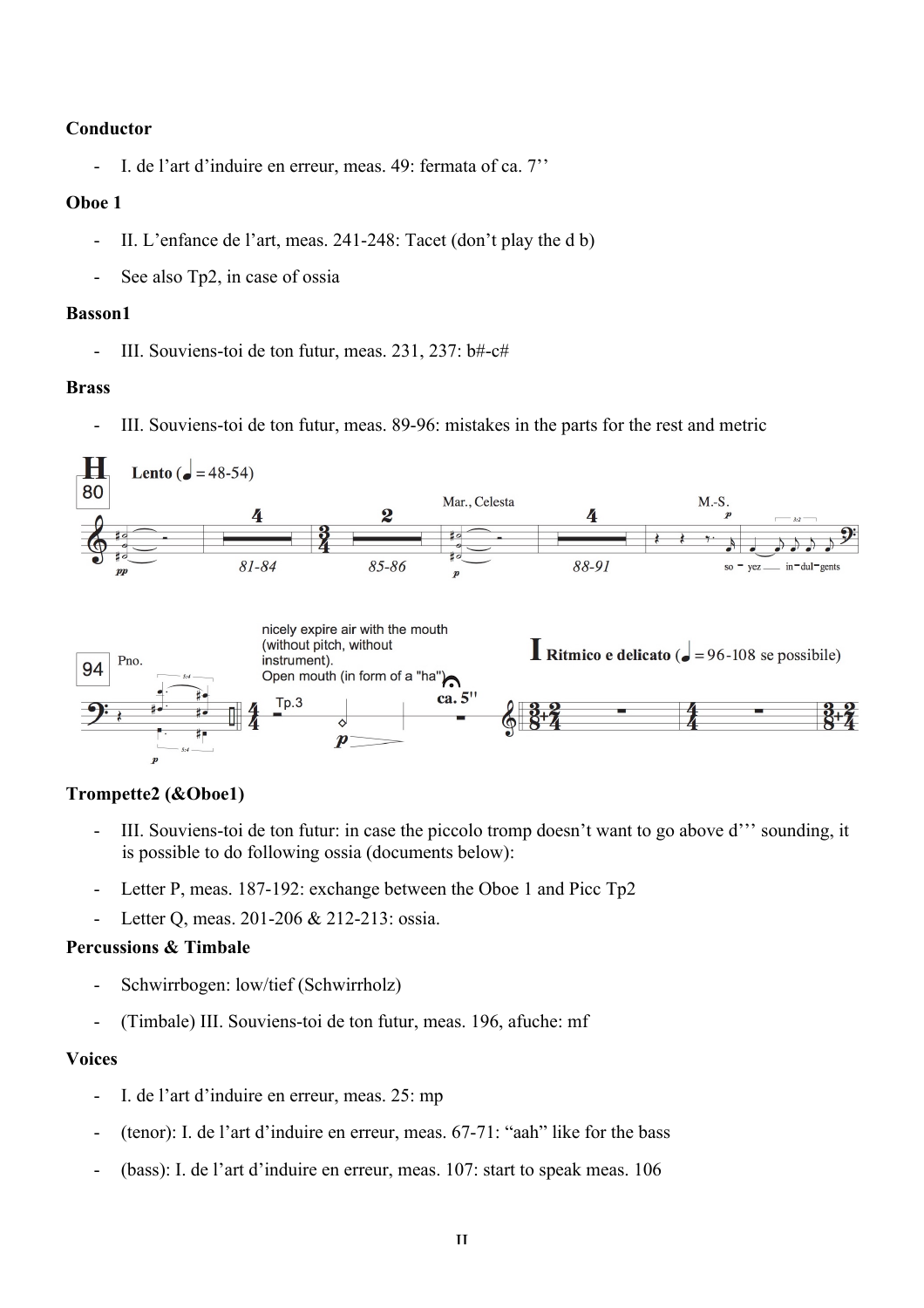**Conductor**

- I. de l'art d'induire en erreur, meas. 49: fermata of ca. 7''

**Oboe 1**

- II. L'enfance de l'art, meas. 241-248: Tacet (don't play the d b)
- See also Tp2, in case of ossia

**Basson1**

- III. Souviens-toi de ton futur, meas. 231, 237: b#-c#

**Brass**

- III. Souviens-toi de ton futur, meas. 89-96: mistakes in the parts for the rest and metric

**Trompette2 (&Oboe1)**

- III. Souviens-toi de ton futur: in case the piccolo tromp doesn't want to go above d''' sounding, it is possible to do following ossia (documents below):
- Letter P, meas. 187-192: exchange between the Oboe 1 and Picc Tp2
- Letter Q, meas. 201-206 & 212-213: ossia.

**Percussions & Timbale**

- Schwirrbogen: low/tief (Schwirrholz)
- (Timbale) III. Souviens-toi de ton futur, meas. 196, afuche: mf

**Voices**

- I. de l'art d'induire en erreur, meas. 25: mp
- (tenor): I. de l'art d'induire en erreur, meas. 67-71: "aah" like for the bass
- (bass): I. de l'art d'induire en erreur, meas. 107: start to speak meas. 106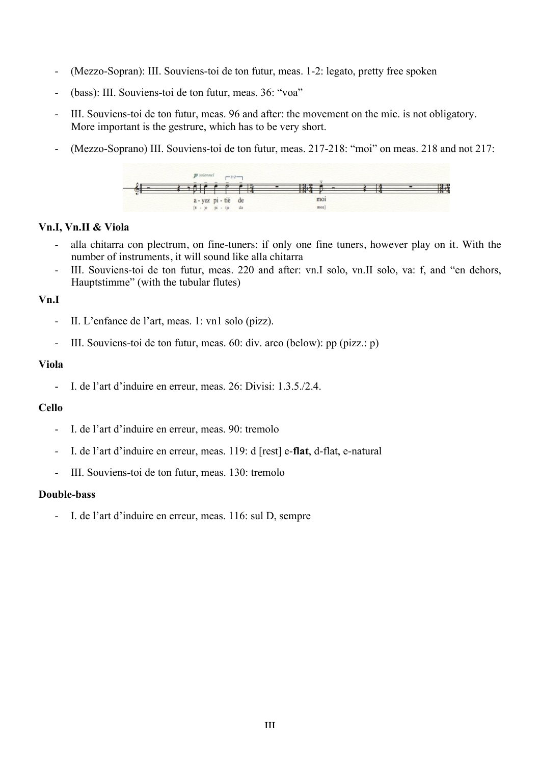- (Mezzo-Sopran): III. Souviens-toi de ton futur, meas. 1-2: legato, pretty free spoken
- (bass): III. Souviens-toi de ton futur, meas. 36: “voa”
- III. Souviens-toi de ton futur, meas. 96 and after: the movement on the mic. is not obligatory. More important is the gestrure, which has to be very short.
- (Mezzo-Soprano) III. Souviens-toi de ton futur, meas. 217-218: “moi” on meas. 218 and not 217:

**Vn.I, Vn.II & Viola**

- alla chitarra con plectrum, on fine-tuners: if only one fine tuners, however play on it. With the number of instruments, it will sound like alla chitarra
- III. Souviens-toi de ton futur, meas. 220 and after: vn.I solo, vn.II solo, va: f, and “en dehors, Hauptstimme” (with the tubular flutes)

**Vn.I**

- II. L’enfance de l’art, meas. 1: vn1 solo (pizz).
- III. Souviens-toi de ton futur, meas. 60: div. arco (below): pp (pizz.: p)

**Viola**

- I. de l’art d’induire en erreur, meas. 26: Divisi: 1.3.5./2.4.

**Cello**

- I. de l’art d’induire en erreur, meas. 90: tremolo
- I. de l’art d’induire en erreur, meas. 119: d [rest] e-**flat**, d-flat, e-natural
- III. Souviens-toi de ton futur, meas. 130: tremolo

**Double-bass**

- I. de l’art d’induire en erreur, meas. 116: sul D, sempre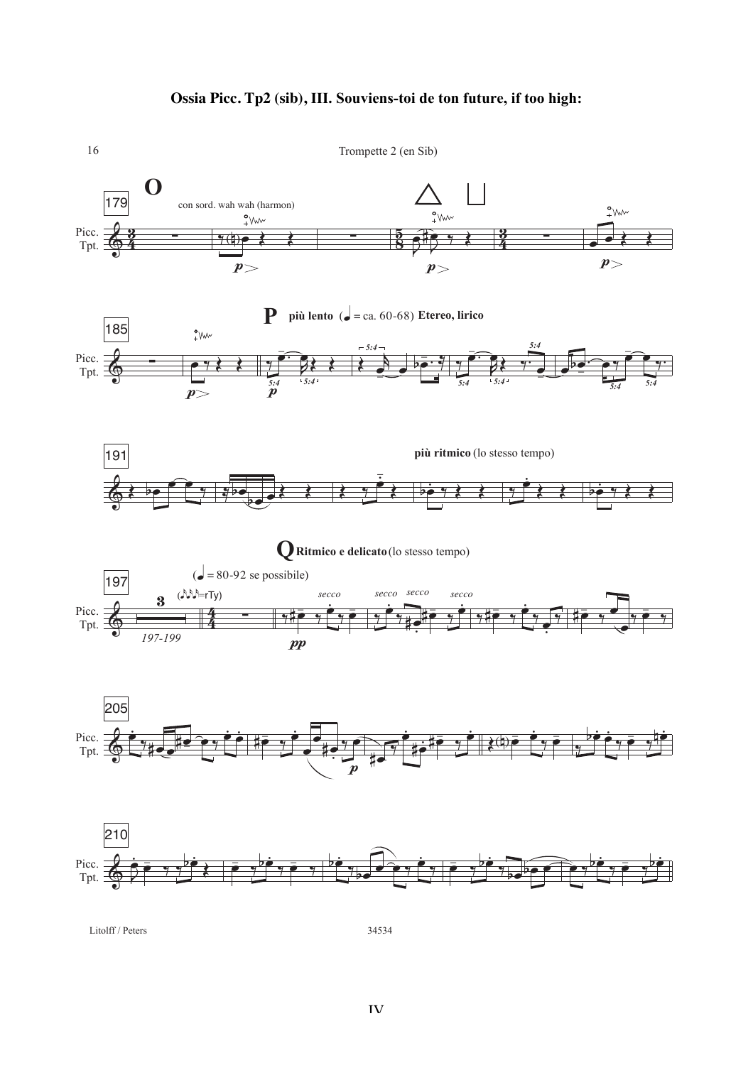**Ossia Picc. Tp2 (sib), III. Souviens-toi de ton future, if too high:**

Trompette 2 (en Sib)

**O** con sord. wah wah (harmon)

**P** **più lento** (♩ = ca. 60-68) **Etereo, lirico**

**più ritmico** (lo stesso tempo)

**Q** **Ritmico e delicato** (lo stesso tempo)

(♩ = 80-92 se possibile)

*secco* *secco* *secco* *secco*

Litolff / Peters

34534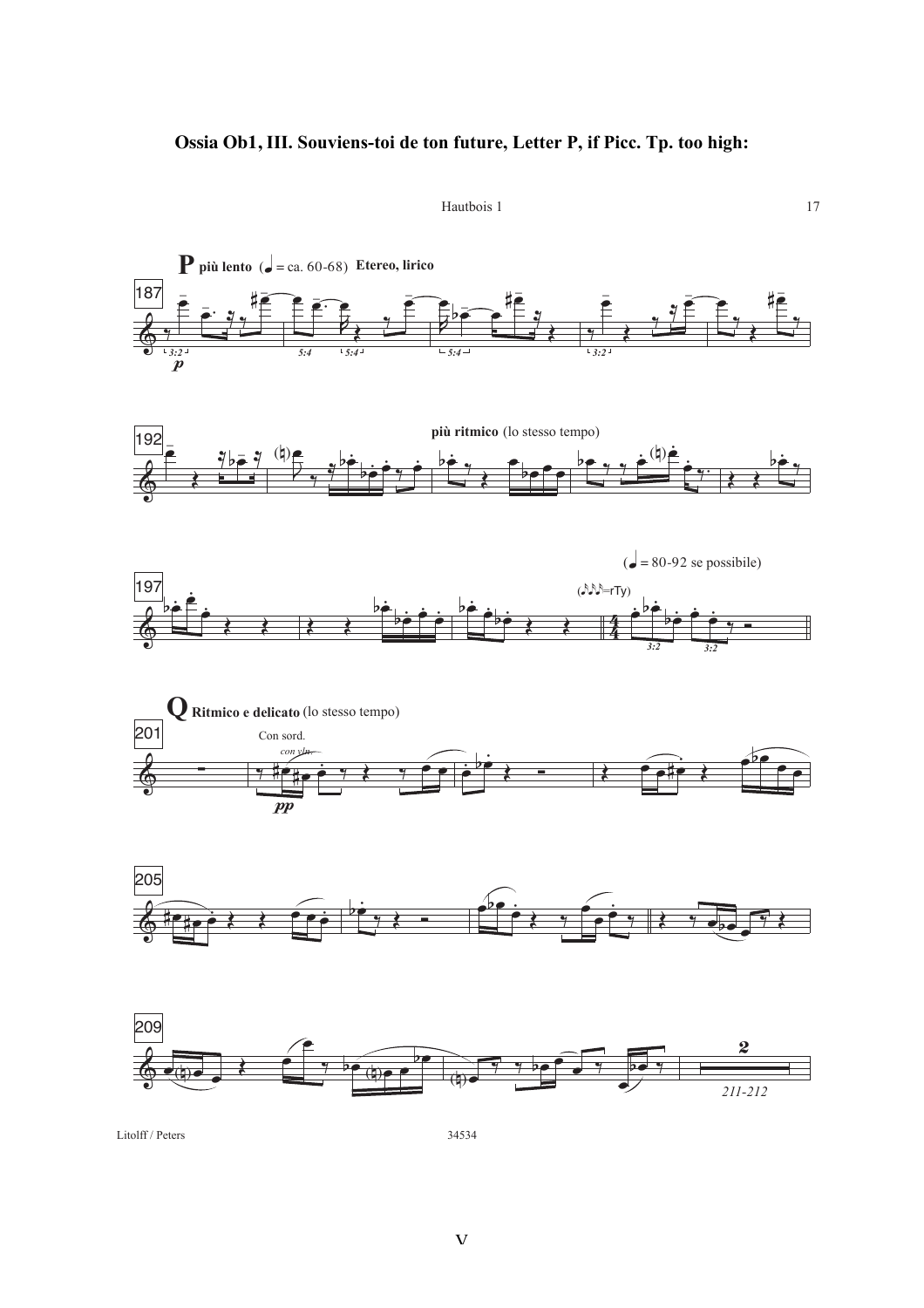## Ossia Ob1, III. Souviens-toi de ton future, Letter P, if Picc. Tp. too high:

Hautbois 1

**P** **più lento** (♩ = ca. 60-68) **Etereo, lirico**

**più ritmico** (lo stesso tempo)

(♩ = 80-92 se possibile)

**Q** **Ritmico e delicato** (lo stesso tempo)

Con sord.

*con vln.*

Litolff / Peters 34534